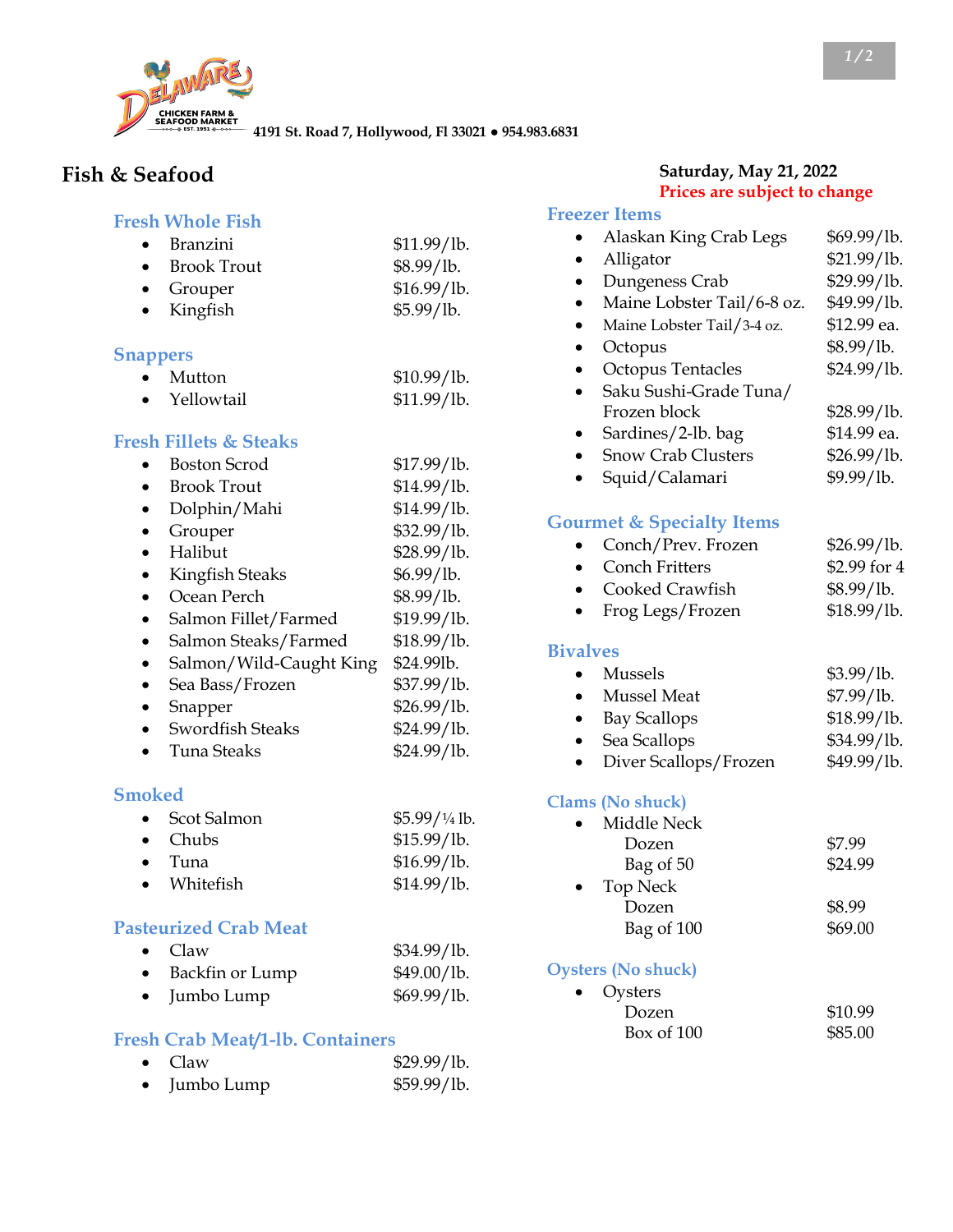**Delaware Chicken Farm & Seafood Market** — EST. 1951

4191 St. Road 7, Hollywood, Fl 33021 • 954.983.6831

# Fish & Seafood

**Saturday, May 21, 2022**
**Prices are subject to change**

### Fresh Whole Fish

- Branzini $11.99/lb.
- Brook Trout $8.99/lb.
- Grouper $16.99/lb.
- Kingfish $5.99/lb.

### Snappers

- Mutton $10.99/lb.
- Yellowtail $11.99/lb.

### Fresh Fillets & Steaks

- Boston Scrod $17.99/lb.
- Brook Trout $14.99/lb.
- Dolphin/Mahi $14.99/lb.
- Grouper $32.99/lb.
- Halibut $28.99/lb.
- Kingfish Steaks $6.99/lb.
- Ocean Perch $8.99/lb.
- Salmon Fillet/Farmed $19.99/lb.
- Salmon Steaks/Farmed $18.99/lb.
- Salmon/Wild-Caught King $24.99lb.
- Sea Bass/Frozen $37.99/lb.
- Snapper $26.99/lb.
- Swordfish Steaks $24.99/lb.
- Tuna Steaks $24.99/lb.

### Smoked

- Scot Salmon $5.99/¼ lb.
- Chubs $15.99/lb.
- Tuna $16.99/lb.
- Whitefish $14.99/lb.

### Pasteurized Crab Meat

- Claw $34.99/lb.
- Backfin or Lump $49.00/lb.
- Jumbo Lump $69.99/lb.

### Fresh Crab Meat/1-lb. Containers

- Claw $29.99/lb.
- Jumbo Lump $59.99/lb.

### Freezer Items

- Alaskan King Crab Legs $69.99/lb.
- Alligator $21.99/lb.
- Dungeness Crab $29.99/lb.
- Maine Lobster Tail/6-8 oz. $49.99/lb.
- Maine Lobster Tail/3-4 oz. $12.99 ea.
- Octopus $8.99/lb.
- Octopus Tentacles $24.99/lb.
- Saku Sushi-Grade Tuna/ Frozen block $28.99/lb.
- Sardines/2-lb. bag $14.99 ea.
- Snow Crab Clusters $26.99/lb.
- Squid/Calamari $9.99/lb.

### Gourmet & Specialty Items

- Conch/Prev. Frozen $26.99/lb.
- Conch Fritters $2.99 for 4
- Cooked Crawfish $8.99/lb.
- Frog Legs/Frozen $18.99/lb.

### Bivalves

- Mussels $3.99/lb.
- Mussel Meat $7.99/lb.
- Bay Scallops $18.99/lb.
- Sea Scallops $34.99/lb.
- Diver Scallops/Frozen $49.99/lb.

### Clams (No shuck)

- Middle Neck
  - Dozen $7.99
  - Bag of 50 $24.99
- Top Neck
  - Dozen $8.99
  - Bag of 100 $69.00

### Oysters (No shuck)

- Oysters
  - Dozen $10.99
  - Box of 100 $85.00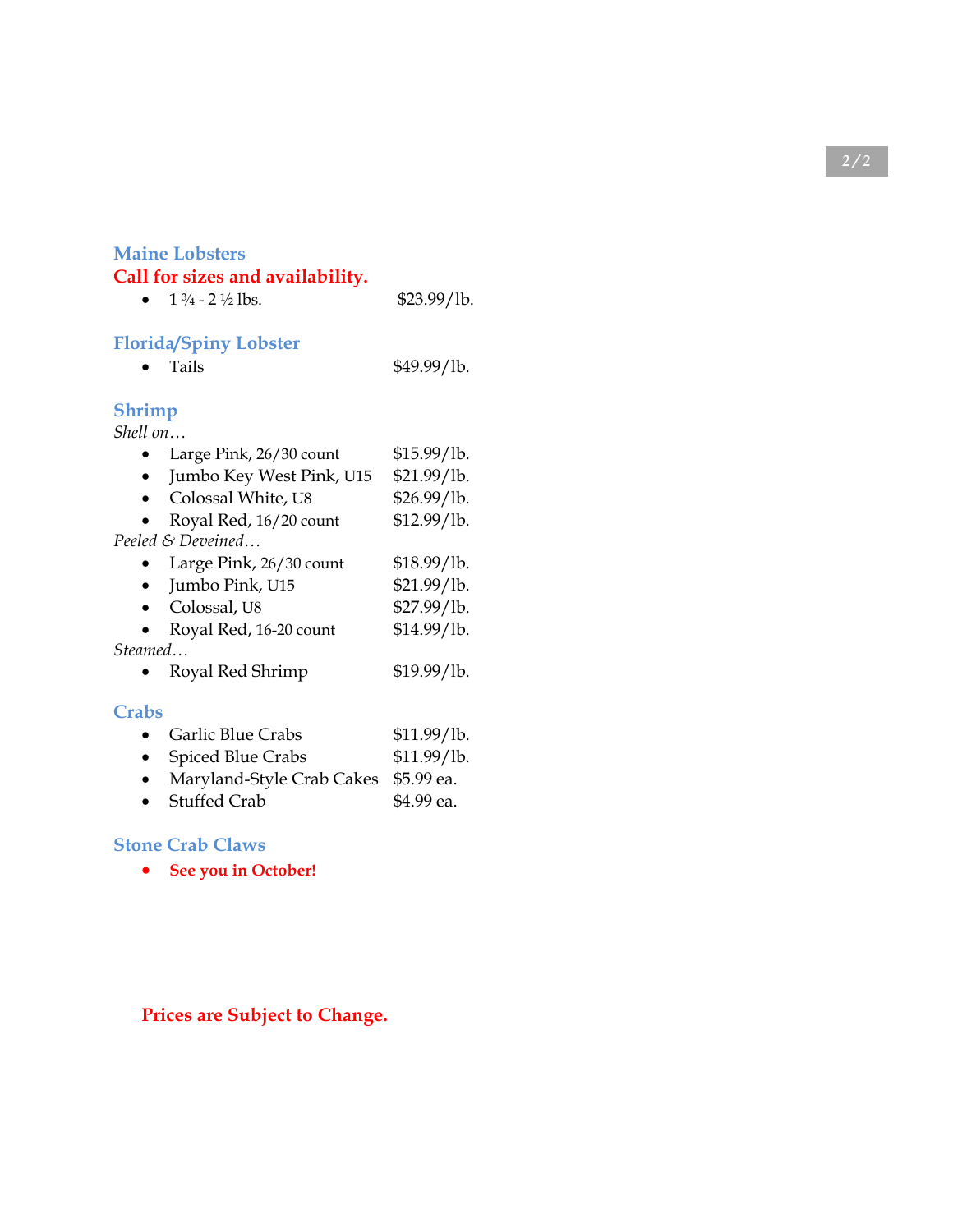## Maine Lobsters

**Call for sizes and availability.**

- 1 ¾ - 2 ½ lbs. $23.99/lb.

## Florida/Spiny Lobster

- Tails $49.99/lb.

## Shrimp

*Shell on…*

- Large Pink, 26/30 count $15.99/lb.
- Jumbo Key West Pink, U15 $21.99/lb.
- Colossal White, U8 $26.99/lb.
- Royal Red, 16/20 count $12.99/lb.

*Peeled & Deveined…*

- Large Pink, 26/30 count $18.99/lb.
- Jumbo Pink, U15 $21.99/lb.
- Colossal, U8 $27.99/lb.
- Royal Red, 16-20 count $14.99/lb.

*Steamed…*

- Royal Red Shrimp $19.99/lb.

## Crabs

- Garlic Blue Crabs $11.99/lb.
- Spiced Blue Crabs $11.99/lb.
- Maryland-Style Crab Cakes $5.99 ea.
- Stuffed Crab $4.99 ea.

## Stone Crab Claws

- **See you in October!**

**Prices are Subject to Change.**